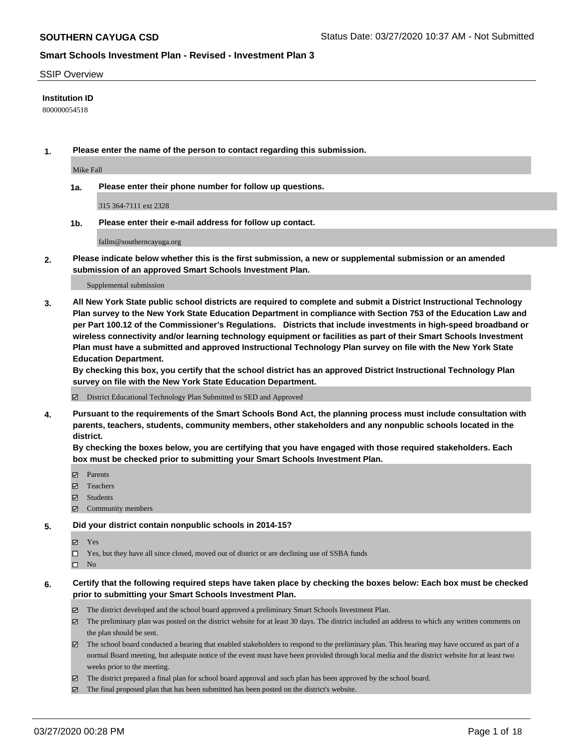**SOUTHERN CAYUGA CSD** Status Date: 03/27/2020 10:37 AM - Not Submitted

**Smart Schools Investment Plan - Revised - Investment Plan 3**

SSIP Overview

**Institution ID**

800000054518

**1. Please enter the name of the person to contact regarding this submission.**

Mike Fall

**1a. Please enter their phone number for follow up questions.**

315 364-7111 ext 2328

**1b. Please enter their e-mail address for follow up contact.**

fallm@southerncayuga.org

**2. Please indicate below whether this is the first submission, a new or supplemental submission or an amended submission of an approved Smart Schools Investment Plan.**

Supplemental submission

**3. All New York State public school districts are required to complete and submit a District Instructional Technology Plan survey to the New York State Education Department in compliance with Section 753 of the Education Law and per Part 100.12 of the Commissioner's Regulations. Districts that include investments in high-speed broadband or wireless connectivity and/or learning technology equipment or facilities as part of their Smart Schools Investment Plan must have a submitted and approved Instructional Technology Plan survey on file with the New York State Education Department.**
**By checking this box, you certify that the school district has an approved District Instructional Technology Plan survey on file with the New York State Education Department.**

- [x] District Educational Technology Plan Submitted to SED and Approved

**4. Pursuant to the requirements of the Smart Schools Bond Act, the planning process must include consultation with parents, teachers, students, community members, other stakeholders and any nonpublic schools located in the district.**
**By checking the boxes below, you are certifying that you have engaged with those required stakeholders. Each box must be checked prior to submitting your Smart Schools Investment Plan.**

- [x] Parents
- [x] Teachers
- [x] Students
- [x] Community members

**5. Did your district contain nonpublic schools in 2014-15?**

- [x] Yes
- [ ] Yes, but they have all since closed, moved out of district or are declining use of SSBA funds
- [ ] No

**6. Certify that the following required steps have taken place by checking the boxes below: Each box must be checked prior to submitting your Smart Schools Investment Plan.**

- [x] The district developed and the school board approved a preliminary Smart Schools Investment Plan.
- [x] The preliminary plan was posted on the district website for at least 30 days. The district included an address to which any written comments on the plan should be sent.
- [x] The school board conducted a hearing that enabled stakeholders to respond to the preliminary plan. This hearing may have occured as part of a normal Board meeting, but adequate notice of the event must have been provided through local media and the district website for at least two weeks prior to the meeting.
- [x] The district prepared a final plan for school board approval and such plan has been approved by the school board.
- [x] The final proposed plan that has been submitted has been posted on the district's website.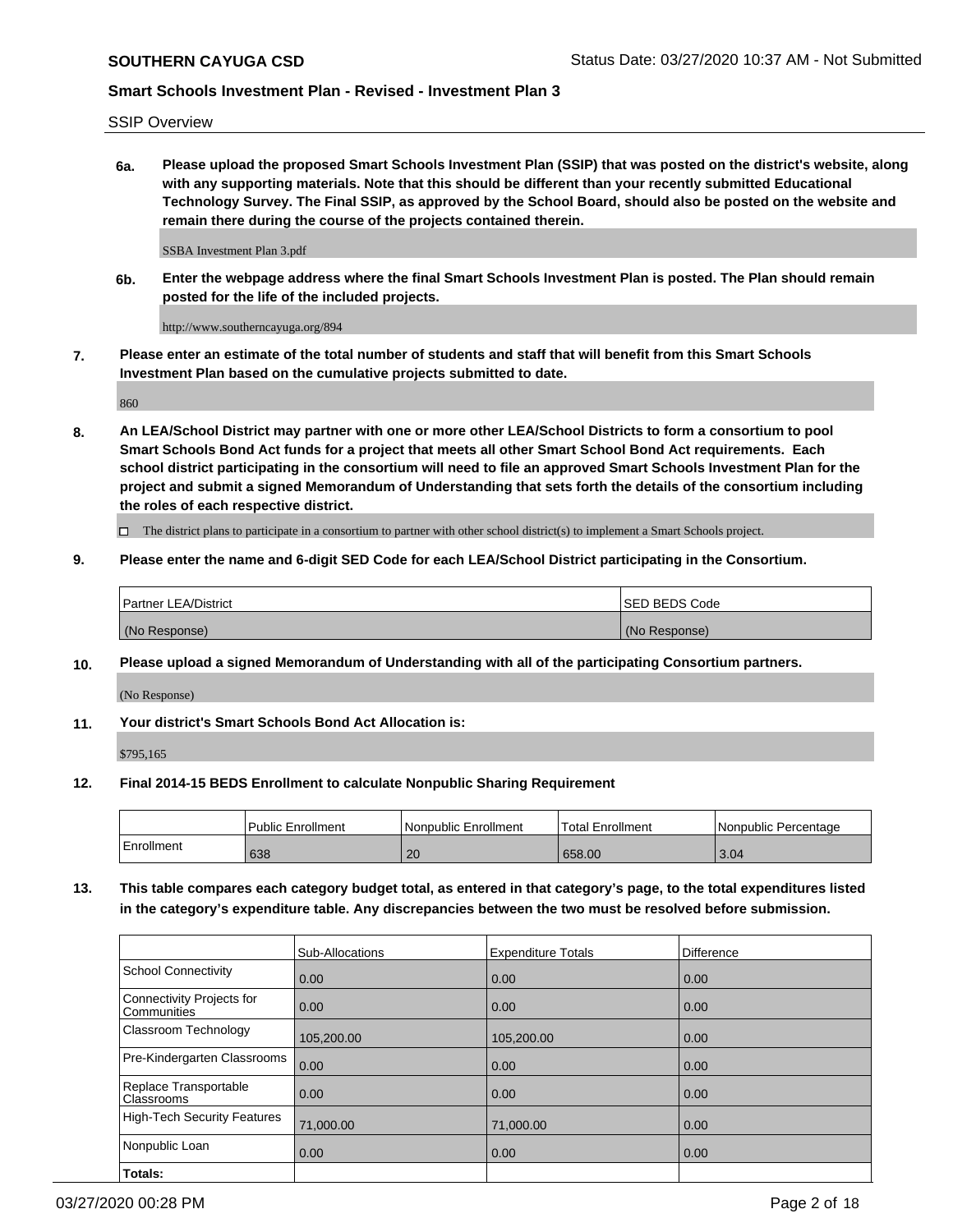SSIP Overview

**6a. Please upload the proposed Smart Schools Investment Plan (SSIP) that was posted on the district's website, along with any supporting materials. Note that this should be different than your recently submitted Educational Technology Survey. The Final SSIP, as approved by the School Board, should also be posted on the website and remain there during the course of the projects contained therein.**

SSBA Investment Plan 3.pdf

**6b. Enter the webpage address where the final Smart Schools Investment Plan is posted. The Plan should remain posted for the life of the included projects.**

http://www.southerncayuga.org/894

**7. Please enter an estimate of the total number of students and staff that will benefit from this Smart Schools Investment Plan based on the cumulative projects submitted to date.**

860

**8. An LEA/School District may partner with one or more other LEA/School Districts to form a consortium to pool Smart Schools Bond Act funds for a project that meets all other Smart School Bond Act requirements. Each school district participating in the consortium will need to file an approved Smart Schools Investment Plan for the project and submit a signed Memorandum of Understanding that sets forth the details of the consortium including the roles of each respective district.**

☐ The district plans to participate in a consortium to partner with other school district(s) to implement a Smart Schools project.

**9. Please enter the name and 6-digit SED Code for each LEA/School District participating in the Consortium.**

| Partner LEA/District | SED BEDS Code |
|---|---|
| (No Response) | (No Response) |

**10. Please upload a signed Memorandum of Understanding with all of the participating Consortium partners.**

(No Response)

**11. Your district's Smart Schools Bond Act Allocation is:**

$795,165

**12. Final 2014-15 BEDS Enrollment to calculate Nonpublic Sharing Requirement**

| | Public Enrollment | Nonpublic Enrollment | Total Enrollment | Nonpublic Percentage |
|---|---|---|---|---|
| Enrollment | 638 | 20 | 658.00 | 3.04 |

**13. This table compares each category budget total, as entered in that category's page, to the total expenditures listed in the category's expenditure table. Any discrepancies between the two must be resolved before submission.**

| | Sub-Allocations | Expenditure Totals | Difference |
|---|---|---|---|
| School Connectivity | 0.00 | 0.00 | 0.00 |
| Connectivity Projects for Communities | 0.00 | 0.00 | 0.00 |
| Classroom Technology | 105,200.00 | 105,200.00 | 0.00 |
| Pre-Kindergarten Classrooms | 0.00 | 0.00 | 0.00 |
| Replace Transportable Classrooms | 0.00 | 0.00 | 0.00 |
| High-Tech Security Features | 71,000.00 | 71,000.00 | 0.00 |
| Nonpublic Loan | 0.00 | 0.00 | 0.00 |
| **Totals:** | | | |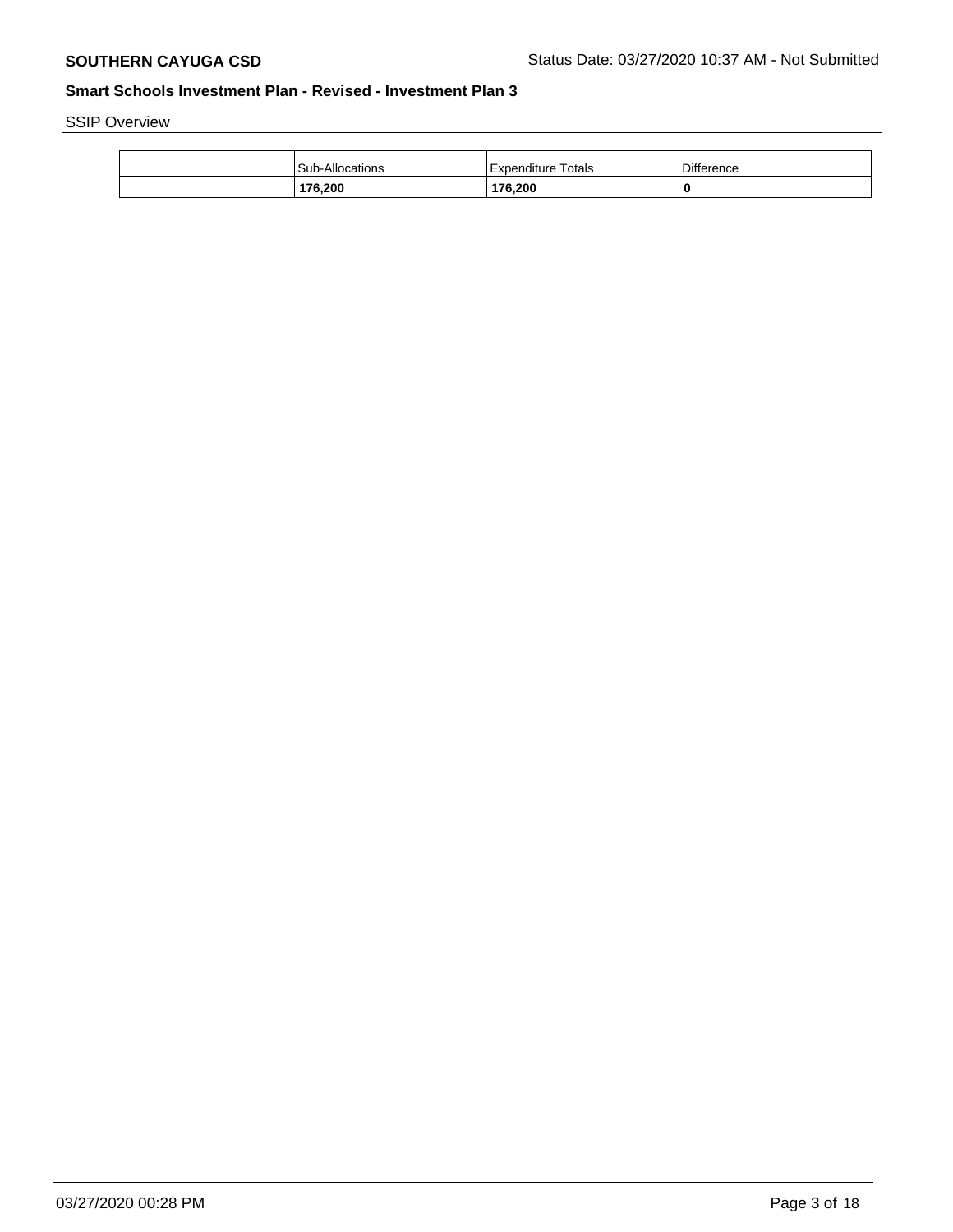## Smart Schools Investment Plan - Revised - Investment Plan 3

SSIP Overview

| | Sub-Allocations | Expenditure Totals | Difference |
|---|---|---|---|
| | **176,200** | **176,200** | **0** |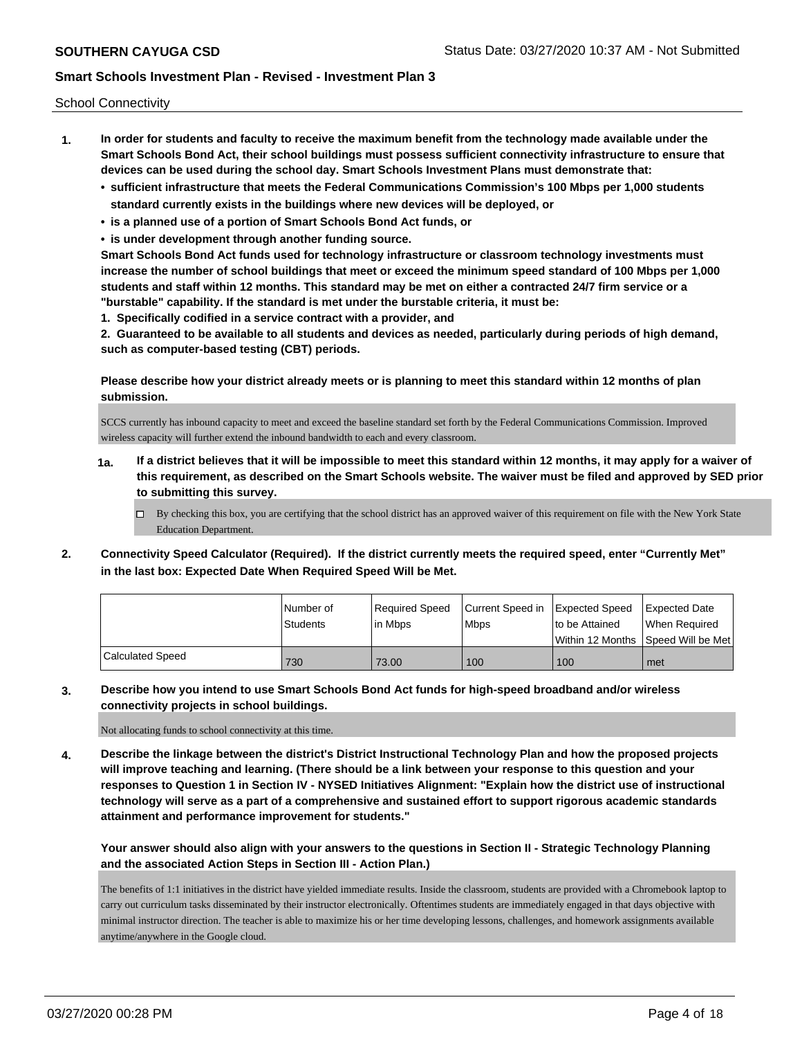School Connectivity

1. **In order for students and faculty to receive the maximum benefit from the technology made available under the Smart Schools Bond Act, their school buildings must possess sufficient connectivity infrastructure to ensure that devices can be used during the school day. Smart Schools Investment Plans must demonstrate that:**
   - **sufficient infrastructure that meets the Federal Communications Commission's 100 Mbps per 1,000 students standard currently exists in the buildings where new devices will be deployed, or**
   - **is a planned use of a portion of Smart Schools Bond Act funds, or**
   - **is under development through another funding source.**

   **Smart Schools Bond Act funds used for technology infrastructure or classroom technology investments must increase the number of school buildings that meet or exceed the minimum speed standard of 100 Mbps per 1,000 students and staff within 12 months. This standard may be met on either a contracted 24/7 firm service or a "burstable" capability. If the standard is met under the burstable criteria, it must be:**

   **1. Specifically codified in a service contract with a provider, and**

   **2. Guaranteed to be available to all students and devices as needed, particularly during periods of high demand, such as computer-based testing (CBT) periods.**

   **Please describe how your district already meets or is planning to meet this standard within 12 months of plan submission.**

   SCCS currently has inbound capacity to meet and exceed the baseline standard set forth by the Federal Communications Commission. Improved wireless capacity will further extend the inbound bandwidth to each and every classroom.

   **1a. If a district believes that it will be impossible to meet this standard within 12 months, it may apply for a waiver of this requirement, as described on the Smart Schools website. The waiver must be filed and approved by SED prior to submitting this survey.**

   ☐ By checking this box, you are certifying that the school district has an approved waiver of this requirement on file with the New York State Education Department.

2. **Connectivity Speed Calculator (Required). If the district currently meets the required speed, enter "Currently Met" in the last box: Expected Date When Required Speed Will be Met.**

| | Number of Students | Required Speed in Mbps | Current Speed in Mbps | Expected Speed to be Attained Within 12 Months | Expected Date When Required Speed Will be Met |
|---|---|---|---|---|---|
| Calculated Speed | 730 | 73.00 | 100 | 100 | met |

3. **Describe how you intend to use Smart Schools Bond Act funds for high-speed broadband and/or wireless connectivity projects in school buildings.**

   Not allocating funds to school connectivity at this time.

4. **Describe the linkage between the district's District Instructional Technology Plan and how the proposed projects will improve teaching and learning. (There should be a link between your response to this question and your responses to Question 1 in Section IV - NYSED Initiatives Alignment: "Explain how the district use of instructional technology will serve as a part of a comprehensive and sustained effort to support rigorous academic standards attainment and performance improvement for students."**

   **Your answer should also align with your answers to the questions in Section II - Strategic Technology Planning and the associated Action Steps in Section III - Action Plan.)**

   The benefits of 1:1 initiatives in the district have yielded immediate results. Inside the classroom, students are provided with a Chromebook laptop to carry out curriculum tasks disseminated by their instructor electronically. Oftentimes students are immediately engaged in that days objective with minimal instructor direction. The teacher is able to maximize his or her time developing lessons, challenges, and homework assignments available anytime/anywhere in the Google cloud.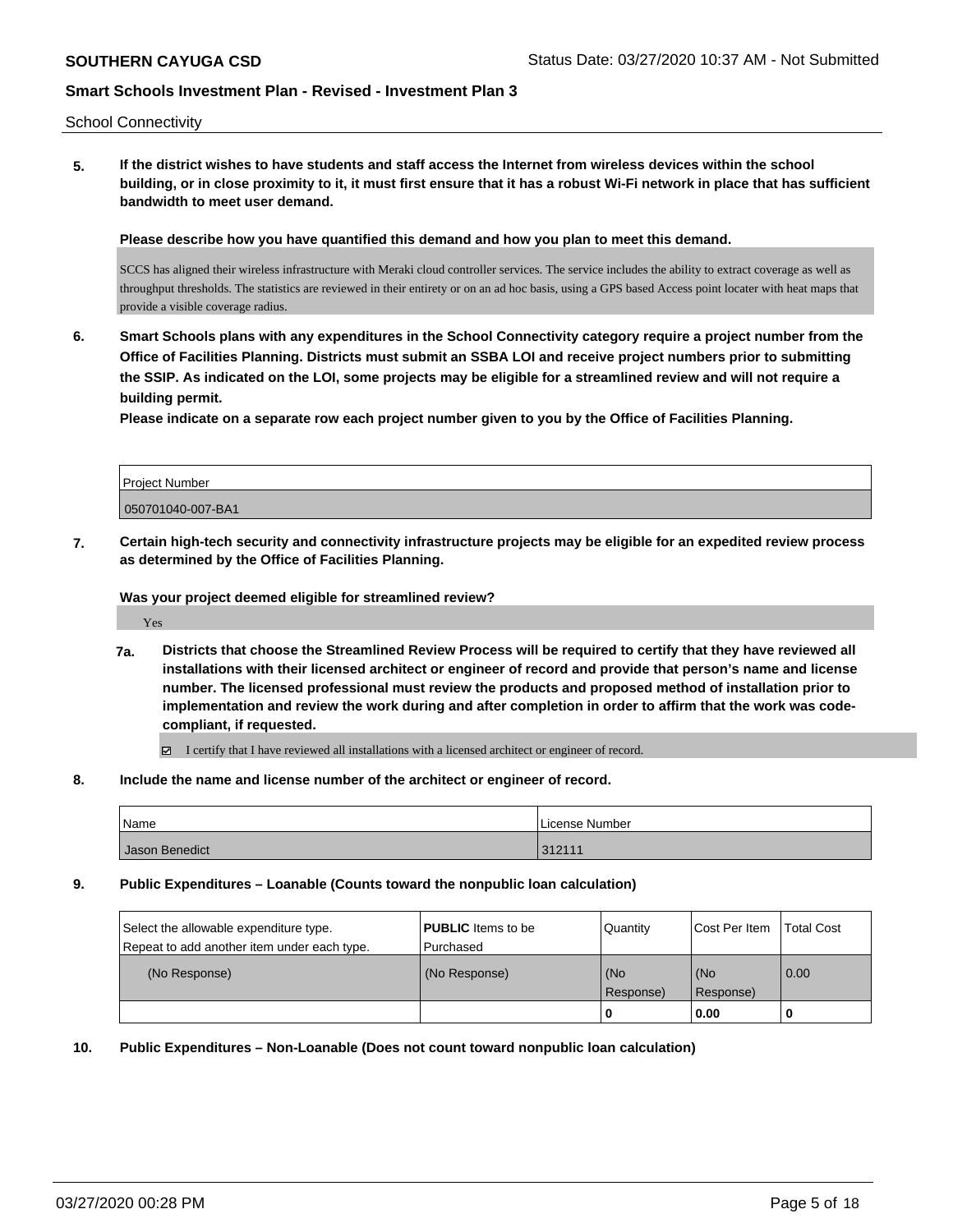School Connectivity

**5. If the district wishes to have students and staff access the Internet from wireless devices within the school building, or in close proximity to it, it must first ensure that it has a robust Wi-Fi network in place that has sufficient bandwidth to meet user demand.**

**Please describe how you have quantified this demand and how you plan to meet this demand.**

SCCS has aligned their wireless infrastructure with Meraki cloud controller services. The service includes the ability to extract coverage as well as throughput thresholds. The statistics are reviewed in their entirety or on an ad hoc basis, using a GPS based Access point locater with heat maps that provide a visible coverage radius.

**6. Smart Schools plans with any expenditures in the School Connectivity category require a project number from the Office of Facilities Planning. Districts must submit an SSBA LOI and receive project numbers prior to submitting the SSIP. As indicated on the LOI, some projects may be eligible for a streamlined review and will not require a building permit.**

**Please indicate on a separate row each project number given to you by the Office of Facilities Planning.**

| Project Number |
|---|
| 050701040-007-BA1 |

**7. Certain high-tech security and connectivity infrastructure projects may be eligible for an expedited review process as determined by the Office of Facilities Planning.**

**Was your project deemed eligible for streamlined review?**

Yes

**7a. Districts that choose the Streamlined Review Process will be required to certify that they have reviewed all installations with their licensed architect or engineer of record and provide that person's name and license number. The licensed professional must review the products and proposed method of installation prior to implementation and review the work during and after completion in order to affirm that the work was code-compliant, if requested.**

☑ I certify that I have reviewed all installations with a licensed architect or engineer of record.

**8. Include the name and license number of the architect or engineer of record.**

| Name | License Number |
|---|---|
| Jason Benedict | 312111 |

**9. Public Expenditures – Loanable (Counts toward the nonpublic loan calculation)**

| Select the allowable expenditure type. Repeat to add another item under each type. | **PUBLIC** Items to be Purchased | Quantity | Cost Per Item | Total Cost |
|---|---|---|---|---|
| (No Response) | (No Response) | (No Response) | (No Response) | 0.00 |
| | | **0** | **0.00** | **0** |

**10. Public Expenditures – Non-Loanable (Does not count toward nonpublic loan calculation)**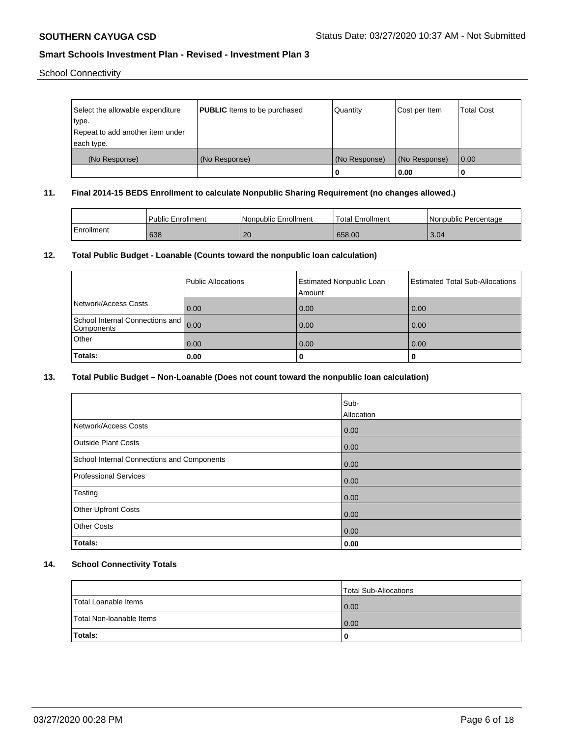School Connectivity

| Select the allowable expenditure type. Repeat to add another item under each type. | **PUBLIC** Items to be purchased | Quantity | Cost per Item | Total Cost |
|---|---|---|---|---|
| (No Response) | (No Response) | (No Response) | (No Response) | 0.00 |
| | | 0 | 0.00 | 0 |

**11. Final 2014-15 BEDS Enrollment to calculate Nonpublic Sharing Requirement (no changes allowed.)**

| | Public Enrollment | Nonpublic Enrollment | Total Enrollment | Nonpublic Percentage |
|---|---|---|---|---|
| Enrollment | 638 | 20 | 658.00 | 3.04 |

**12. Total Public Budget - Loanable (Counts toward the nonpublic loan calculation)**

| | Public Allocations | Estimated Nonpublic Loan Amount | Estimated Total Sub-Allocations |
|---|---|---|---|
| Network/Access Costs | 0.00 | 0.00 | 0.00 |
| School Internal Connections and Components | 0.00 | 0.00 | 0.00 |
| Other | 0.00 | 0.00 | 0.00 |
| **Totals:** | **0.00** | **0** | **0** |

**13. Total Public Budget – Non-Loanable (Does not count toward the nonpublic loan calculation)**

| | Sub-Allocation |
|---|---|
| Network/Access Costs | 0.00 |
| Outside Plant Costs | 0.00 |
| School Internal Connections and Components | 0.00 |
| Professional Services | 0.00 |
| Testing | 0.00 |
| Other Upfront Costs | 0.00 |
| Other Costs | 0.00 |
| **Totals:** | **0.00** |

**14. School Connectivity Totals**

| | Total Sub-Allocations |
|---|---|
| Total Loanable Items | 0.00 |
| Total Non-loanable Items | 0.00 |
| **Totals:** | **0** |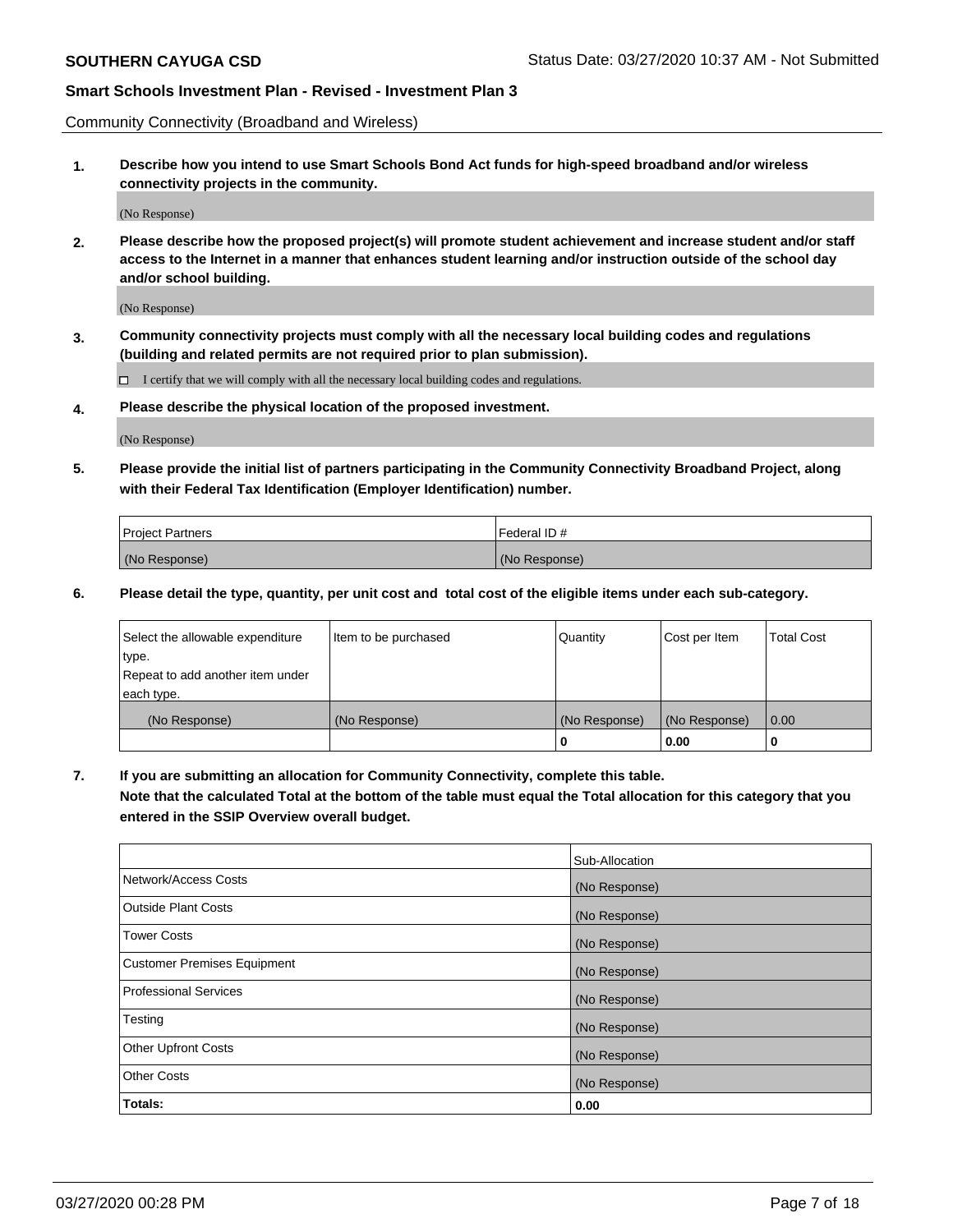**SOUTHERN CAYUGA CSD** Status Date: 03/27/2020 10:37 AM - Not Submitted

**Smart Schools Investment Plan - Revised - Investment Plan 3**

Community Connectivity (Broadband and Wireless)

**1. Describe how you intend to use Smart Schools Bond Act funds for high-speed broadband and/or wireless connectivity projects in the community.**

(No Response)

**2. Please describe how the proposed project(s) will promote student achievement and increase student and/or staff access to the Internet in a manner that enhances student learning and/or instruction outside of the school day and/or school building.**

(No Response)

**3. Community connectivity projects must comply with all the necessary local building codes and regulations (building and related permits are not required prior to plan submission).**

☐ I certify that we will comply with all the necessary local building codes and regulations.

**4. Please describe the physical location of the proposed investment.**

(No Response)

**5. Please provide the initial list of partners participating in the Community Connectivity Broadband Project, along with their Federal Tax Identification (Employer Identification) number.**

| Project Partners | Federal ID # |
|---|---|
| (No Response) | (No Response) |

**6. Please detail the type, quantity, per unit cost and total cost of the eligible items under each sub-category.**

| Select the allowable expenditure type. Repeat to add another item under each type. | Item to be purchased | Quantity | Cost per Item | Total Cost |
|---|---|---|---|---|
| (No Response) | (No Response) | (No Response) | (No Response) | 0.00 |
| | | **0** | **0.00** | **0** |

**7. If you are submitting an allocation for Community Connectivity, complete this table. Note that the calculated Total at the bottom of the table must equal the Total allocation for this category that you entered in the SSIP Overview overall budget.**

| | Sub-Allocation |
|---|---|
| Network/Access Costs | (No Response) |
| Outside Plant Costs | (No Response) |
| Tower Costs | (No Response) |
| Customer Premises Equipment | (No Response) |
| Professional Services | (No Response) |
| Testing | (No Response) |
| Other Upfront Costs | (No Response) |
| Other Costs | (No Response) |
| **Totals:** | **0.00** |

03/27/2020 00:28 PM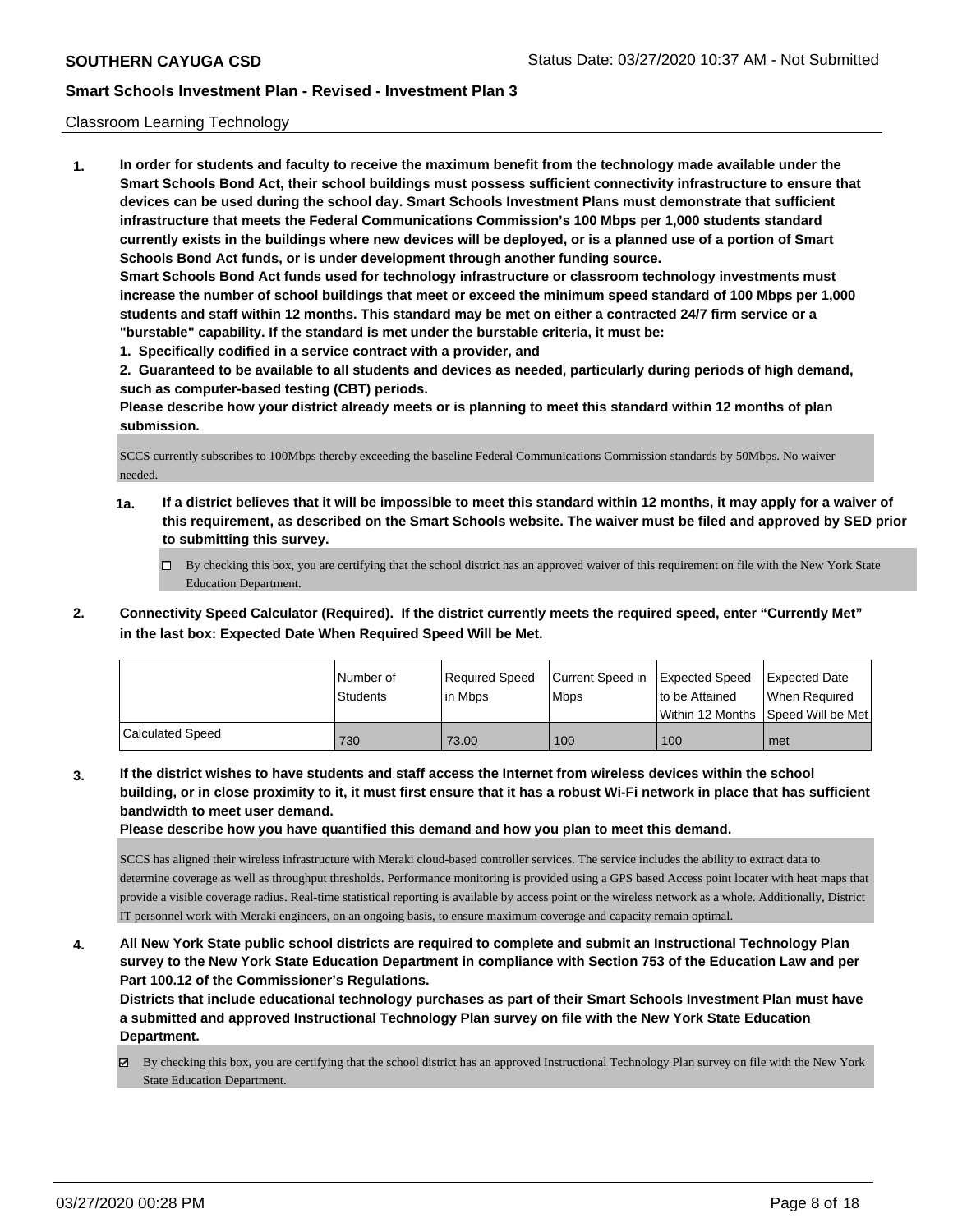Classroom Learning Technology

**1. In order for students and faculty to receive the maximum benefit from the technology made available under the Smart Schools Bond Act, their school buildings must possess sufficient connectivity infrastructure to ensure that devices can be used during the school day. Smart Schools Investment Plans must demonstrate that sufficient infrastructure that meets the Federal Communications Commission's 100 Mbps per 1,000 students standard currently exists in the buildings where new devices will be deployed, or is a planned use of a portion of Smart Schools Bond Act funds, or is under development through another funding source.**

**Smart Schools Bond Act funds used for technology infrastructure or classroom technology investments must increase the number of school buildings that meet or exceed the minimum speed standard of 100 Mbps per 1,000 students and staff within 12 months. This standard may be met on either a contracted 24/7 firm service or a "burstable" capability. If the standard is met under the burstable criteria, it must be:**

**1. Specifically codified in a service contract with a provider, and**

**2. Guaranteed to be available to all students and devices as needed, particularly during periods of high demand, such as computer-based testing (CBT) periods.**

**Please describe how your district already meets or is planning to meet this standard within 12 months of plan submission.**

SCCS currently subscribes to 100Mbps thereby exceeding the baseline Federal Communications Commission standards by 50Mbps. No waiver needed.

**1a. If a district believes that it will be impossible to meet this standard within 12 months, it may apply for a waiver of this requirement, as described on the Smart Schools website. The waiver must be filed and approved by SED prior to submitting this survey.**

☐ By checking this box, you are certifying that the school district has an approved waiver of this requirement on file with the New York State Education Department.

**2. Connectivity Speed Calculator (Required). If the district currently meets the required speed, enter "Currently Met" in the last box: Expected Date When Required Speed Will be Met.**

| | Number of Students | Required Speed in Mbps | Current Speed in Mbps | Expected Speed to be Attained Within 12 Months | Expected Date When Required Speed Will be Met |
|---|---|---|---|---|---|
| Calculated Speed | 730 | 73.00 | 100 | 100 | met |

**3. If the district wishes to have students and staff access the Internet from wireless devices within the school building, or in close proximity to it, it must first ensure that it has a robust Wi-Fi network in place that has sufficient bandwidth to meet user demand.**

**Please describe how you have quantified this demand and how you plan to meet this demand.**

SCCS has aligned their wireless infrastructure with Meraki cloud-based controller services. The service includes the ability to extract data to determine coverage as well as throughput thresholds. Performance monitoring is provided using a GPS based Access point locater with heat maps that provide a visible coverage radius. Real-time statistical reporting is available by access point or the wireless network as a whole. Additionally, District IT personnel work with Meraki engineers, on an ongoing basis, to ensure maximum coverage and capacity remain optimal.

**4. All New York State public school districts are required to complete and submit an Instructional Technology Plan survey to the New York State Education Department in compliance with Section 753 of the Education Law and per Part 100.12 of the Commissioner's Regulations.**

**Districts that include educational technology purchases as part of their Smart Schools Investment Plan must have a submitted and approved Instructional Technology Plan survey on file with the New York State Education Department.**

☑ By checking this box, you are certifying that the school district has an approved Instructional Technology Plan survey on file with the New York State Education Department.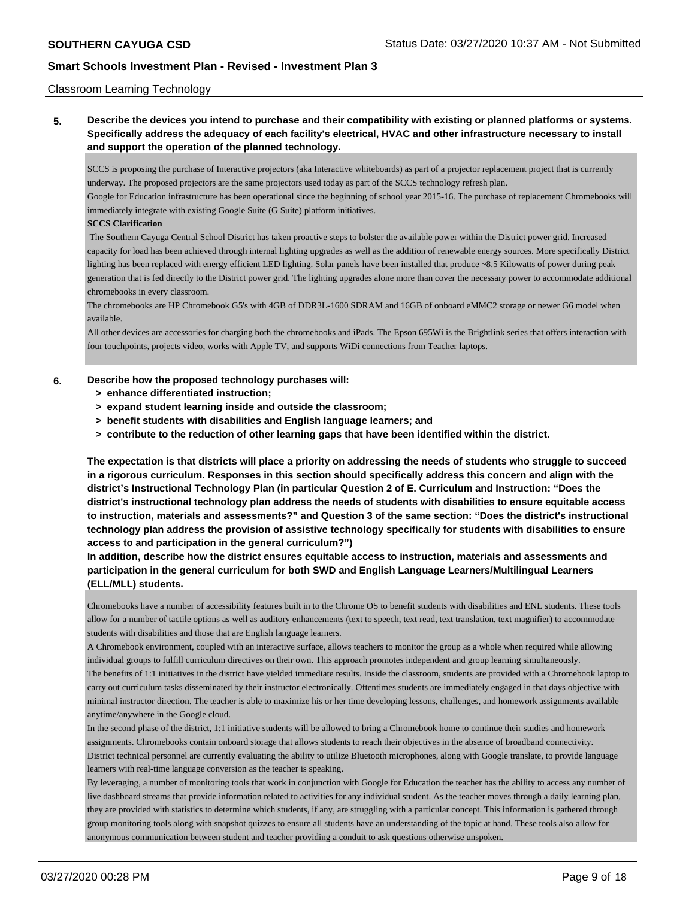Classroom Learning Technology

**5. Describe the devices you intend to purchase and their compatibility with existing or planned platforms or systems. Specifically address the adequacy of each facility's electrical, HVAC and other infrastructure necessary to install and support the operation of the planned technology.**

SCCS is proposing the purchase of Interactive projectors (aka Interactive whiteboards) as part of a projector replacement project that is currently underway. The proposed projectors are the same projectors used today as part of the SCCS technology refresh plan.

Google for Education infrastructure has been operational since the beginning of school year 2015-16. The purchase of replacement Chromebooks will immediately integrate with existing Google Suite (G Suite) platform initiatives.

**SCCS Clarification**

The Southern Cayuga Central School District has taken proactive steps to bolster the available power within the District power grid. Increased capacity for load has been achieved through internal lighting upgrades as well as the addition of renewable energy sources. More specifically District lighting has been replaced with energy efficient LED lighting. Solar panels have been installed that produce ~8.5 Kilowatts of power during peak generation that is fed directly to the District power grid. The lighting upgrades alone more than cover the necessary power to accommodate additional chromebooks in every classroom.

The chromebooks are HP Chromebook G5's with 4GB of DDR3L-1600 SDRAM and 16GB of onboard eMMC2 storage or newer G6 model when available.

All other devices are accessories for charging both the chromebooks and iPads. The Epson 695Wi is the Brightlink series that offers interaction with four touchpoints, projects video, works with Apple TV, and supports WiDi connections from Teacher laptops.

**6. Describe how the proposed technology purchases will:**
- **> enhance differentiated instruction;**
- **> expand student learning inside and outside the classroom;**
- **> benefit students with disabilities and English language learners; and**
- **> contribute to the reduction of other learning gaps that have been identified within the district.**

**The expectation is that districts will place a priority on addressing the needs of students who struggle to succeed in a rigorous curriculum. Responses in this section should specifically address this concern and align with the district's Instructional Technology Plan (in particular Question 2 of E. Curriculum and Instruction: "Does the district's instructional technology plan address the needs of students with disabilities to ensure equitable access to instruction, materials and assessments?" and Question 3 of the same section: "Does the district's instructional technology plan address the provision of assistive technology specifically for students with disabilities to ensure access to and participation in the general curriculum?")**

**In addition, describe how the district ensures equitable access to instruction, materials and assessments and participation in the general curriculum for both SWD and English Language Learners/Multilingual Learners (ELL/MLL) students.**

Chromebooks have a number of accessibility features built in to the Chrome OS to benefit students with disabilities and ENL students. These tools allow for a number of tactile options as well as auditory enhancements (text to speech, text read, text translation, text magnifier) to accommodate students with disabilities and those that are English language learners.

A Chromebook environment, coupled with an interactive surface, allows teachers to monitor the group as a whole when required while allowing individual groups to fulfill curriculum directives on their own. This approach promotes independent and group learning simultaneously.

The benefits of 1:1 initiatives in the district have yielded immediate results. Inside the classroom, students are provided with a Chromebook laptop to carry out curriculum tasks disseminated by their instructor electronically. Oftentimes students are immediately engaged in that days objective with minimal instructor direction. The teacher is able to maximize his or her time developing lessons, challenges, and homework assignments available anytime/anywhere in the Google cloud.

In the second phase of the district, 1:1 initiative students will be allowed to bring a Chromebook home to continue their studies and homework assignments. Chromebooks contain onboard storage that allows students to reach their objectives in the absence of broadband connectivity.

District technical personnel are currently evaluating the ability to utilize Bluetooth microphones, along with Google translate, to provide language learners with real-time language conversion as the teacher is speaking.

By leveraging, a number of monitoring tools that work in conjunction with Google for Education the teacher has the ability to access any number of live dashboard streams that provide information related to activities for any individual student. As the teacher moves through a daily learning plan, they are provided with statistics to determine which students, if any, are struggling with a particular concept. This information is gathered through group monitoring tools along with snapshot quizzes to ensure all students have an understanding of the topic at hand. These tools also allow for anonymous communication between student and teacher providing a conduit to ask questions otherwise unspoken.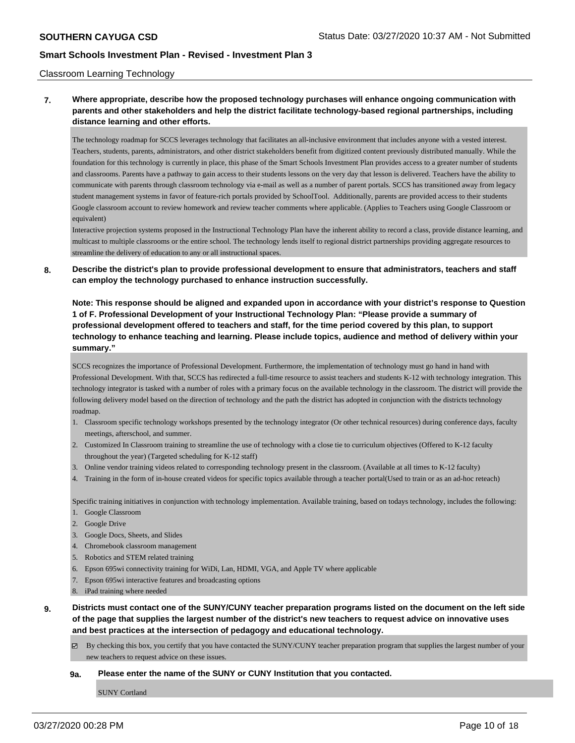Classroom Learning Technology

**7. Where appropriate, describe how the proposed technology purchases will enhance ongoing communication with parents and other stakeholders and help the district facilitate technology-based regional partnerships, including distance learning and other efforts.**

The technology roadmap for SCCS leverages technology that facilitates an all-inclusive environment that includes anyone with a vested interest. Teachers, students, parents, administrators, and other district stakeholders benefit from digitized content previously distributed manually. While the foundation for this technology is currently in place, this phase of the Smart Schools Investment Plan provides access to a greater number of students and classrooms. Parents have a pathway to gain access to their students lessons on the very day that lesson is delivered. Teachers have the ability to communicate with parents through classroom technology via e-mail as well as a number of parent portals. SCCS has transitioned away from legacy student management systems in favor of feature-rich portals provided by SchoolTool. Additionally, parents are provided access to their students Google classroom account to review homework and review teacher comments where applicable. (Applies to Teachers using Google Classroom or equivalent)

Interactive projection systems proposed in the Instructional Technology Plan have the inherent ability to record a class, provide distance learning, and multicast to multiple classrooms or the entire school. The technology lends itself to regional district partnerships providing aggregate resources to streamline the delivery of education to any or all instructional spaces.

**8. Describe the district's plan to provide professional development to ensure that administrators, teachers and staff can employ the technology purchased to enhance instruction successfully.**

**Note: This response should be aligned and expanded upon in accordance with your district's response to Question 1 of F. Professional Development of your Instructional Technology Plan: "Please provide a summary of professional development offered to teachers and staff, for the time period covered by this plan, to support technology to enhance teaching and learning. Please include topics, audience and method of delivery within your summary."**

SCCS recognizes the importance of Professional Development. Furthermore, the implementation of technology must go hand in hand with Professional Development. With that, SCCS has redirected a full-time resource to assist teachers and students K-12 with technology integration. This technology integrator is tasked with a number of roles with a primary focus on the available technology in the classroom. The district will provide the following delivery model based on the direction of technology and the path the district has adopted in conjunction with the districts technology roadmap.

1. Classroom specific technology workshops presented by the technology integrator (Or other technical resources) during conference days, faculty meetings, afterschool, and summer.
2. Customized In Classroom training to streamline the use of technology with a close tie to curriculum objectives (Offered to K-12 faculty throughout the year) (Targeted scheduling for K-12 staff)
3. Online vendor training videos related to corresponding technology present in the classroom. (Available at all times to K-12 faculty)
4. Training in the form of in-house created videos for specific topics available through a teacher portal(Used to train or as an ad-hoc reteach)

Specific training initiatives in conjunction with technology implementation. Available training, based on todays technology, includes the following:

1. Google Classroom
2. Google Drive
3. Google Docs, Sheets, and Slides
4. Chromebook classroom management
5. Robotics and STEM related training
6. Epson 695wi connectivity training for WiDi, Lan, HDMI, VGA, and Apple TV where applicable
7. Epson 695wi interactive features and broadcasting options
8. iPad training where needed

**9. Districts must contact one of the SUNY/CUNY teacher preparation programs listed on the document on the left side of the page that supplies the largest number of the district's new teachers to request advice on innovative uses and best practices at the intersection of pedagogy and educational technology.**

☑ By checking this box, you certify that you have contacted the SUNY/CUNY teacher preparation program that supplies the largest number of your new teachers to request advice on these issues.

**9a. Please enter the name of the SUNY or CUNY Institution that you contacted.**

SUNY Cortland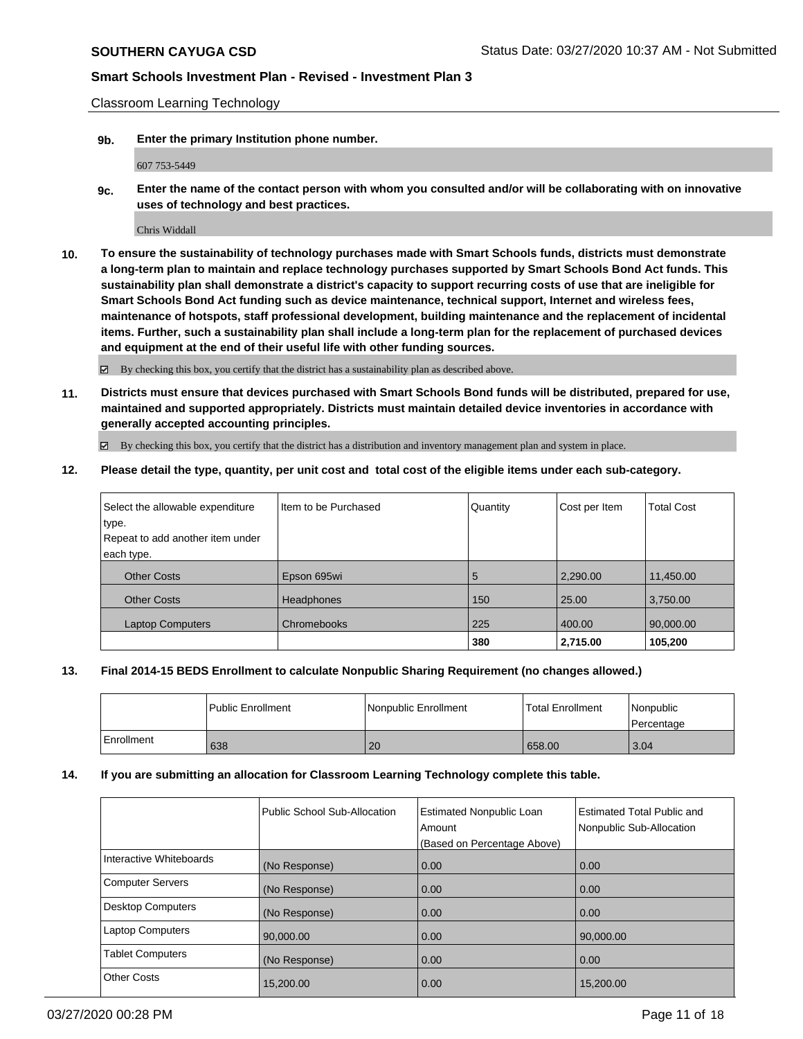**SOUTHERN CAYUGA CSD** Status Date: 03/27/2020 10:37 AM - Not Submitted

**Smart Schools Investment Plan - Revised - Investment Plan 3**

Classroom Learning Technology

**9b. Enter the primary Institution phone number.**

607 753-5449

**9c. Enter the name of the contact person with whom you consulted and/or will be collaborating with on innovative uses of technology and best practices.**

Chris Widdall

**10. To ensure the sustainability of technology purchases made with Smart Schools funds, districts must demonstrate a long-term plan to maintain and replace technology purchases supported by Smart Schools Bond Act funds. This sustainability plan shall demonstrate a district's capacity to support recurring costs of use that are ineligible for Smart Schools Bond Act funding such as device maintenance, technical support, Internet and wireless fees, maintenance of hotspots, staff professional development, building maintenance and the replacement of incidental items. Further, such a sustainability plan shall include a long-term plan for the replacement of purchased devices and equipment at the end of their useful life with other funding sources.**

☑ By checking this box, you certify that the district has a sustainability plan as described above.

**11. Districts must ensure that devices purchased with Smart Schools Bond funds will be distributed, prepared for use, maintained and supported appropriately. Districts must maintain detailed device inventories in accordance with generally accepted accounting principles.**

☑ By checking this box, you certify that the district has a distribution and inventory management plan and system in place.

**12. Please detail the type, quantity, per unit cost and total cost of the eligible items under each sub-category.**

| Select the allowable expenditure type. Repeat to add another item under each type. | Item to be Purchased | Quantity | Cost per Item | Total Cost |
|---|---|---|---|---|
| Other Costs | Epson 695wi | 5 | 2,290.00 | 11,450.00 |
| Other Costs | Headphones | 150 | 25.00 | 3,750.00 |
| Laptop Computers | Chromebooks | 225 | 400.00 | 90,000.00 |
| | | **380** | **2,715.00** | **105,200** |

**13. Final 2014-15 BEDS Enrollment to calculate Nonpublic Sharing Requirement (no changes allowed.)**

| | Public Enrollment | Nonpublic Enrollment | Total Enrollment | Nonpublic Percentage |
|---|---|---|---|---|
| Enrollment | 638 | 20 | 658.00 | 3.04 |

**14. If you are submitting an allocation for Classroom Learning Technology complete this table.**

| | Public School Sub-Allocation | Estimated Nonpublic Loan Amount (Based on Percentage Above) | Estimated Total Public and Nonpublic Sub-Allocation |
|---|---|---|---|
| Interactive Whiteboards | (No Response) | 0.00 | 0.00 |
| Computer Servers | (No Response) | 0.00 | 0.00 |
| Desktop Computers | (No Response) | 0.00 | 0.00 |
| Laptop Computers | 90,000.00 | 0.00 | 90,000.00 |
| Tablet Computers | (No Response) | 0.00 | 0.00 |
| Other Costs | 15,200.00 | 0.00 | 15,200.00 |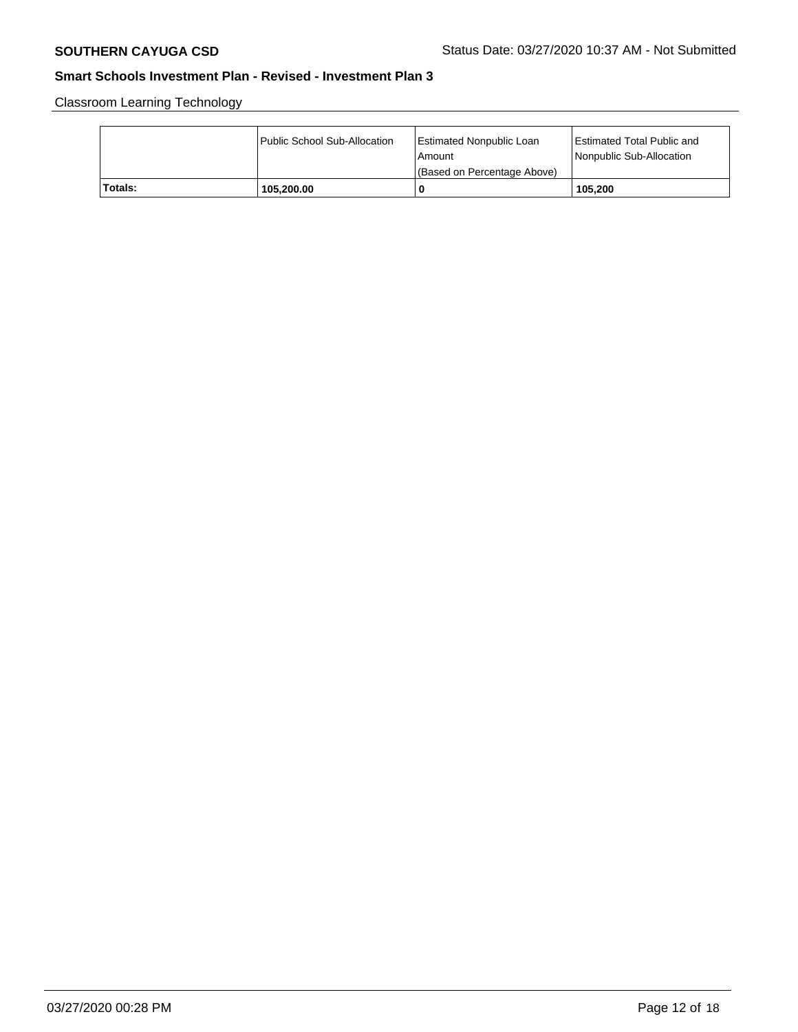Classroom Learning Technology

| | Public School Sub-Allocation | Estimated Nonpublic Loan Amount (Based on Percentage Above) | Estimated Total Public and Nonpublic Sub-Allocation |
|---|---|---|---|
| **Totals:** | **105,200.00** | **0** | **105,200** |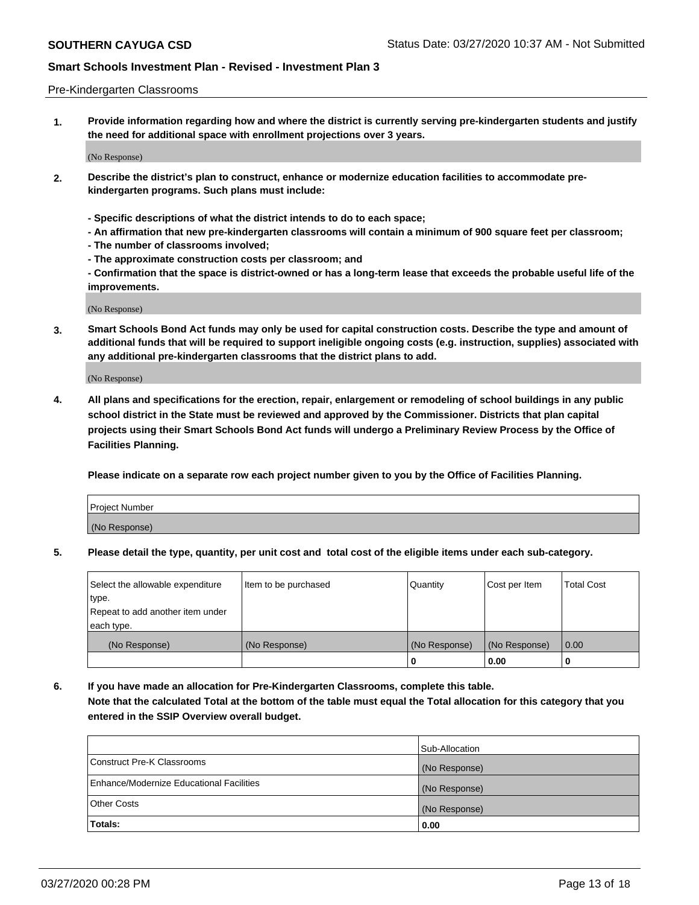Pre-Kindergarten Classrooms

**1. Provide information regarding how and where the district is currently serving pre-kindergarten students and justify the need for additional space with enrollment projections over 3 years.**

(No Response)

**2. Describe the district's plan to construct, enhance or modernize education facilities to accommodate pre-kindergarten programs. Such plans must include:**

**- Specific descriptions of what the district intends to do to each space;**
**- An affirmation that new pre-kindergarten classrooms will contain a minimum of 900 square feet per classroom;**
**- The number of classrooms involved;**
**- The approximate construction costs per classroom; and**
**- Confirmation that the space is district-owned or has a long-term lease that exceeds the probable useful life of the improvements.**

(No Response)

**3. Smart Schools Bond Act funds may only be used for capital construction costs. Describe the type and amount of additional funds that will be required to support ineligible ongoing costs (e.g. instruction, supplies) associated with any additional pre-kindergarten classrooms that the district plans to add.**

(No Response)

**4. All plans and specifications for the erection, repair, enlargement or remodeling of school buildings in any public school district in the State must be reviewed and approved by the Commissioner. Districts that plan capital projects using their Smart Schools Bond Act funds will undergo a Preliminary Review Process by the Office of Facilities Planning.**

**Please indicate on a separate row each project number given to you by the Office of Facilities Planning.**

| Project Number |
|---|
| (No Response) |

**5. Please detail the type, quantity, per unit cost and total cost of the eligible items under each sub-category.**

| Select the allowable expenditure type. Repeat to add another item under each type. | Item to be purchased | Quantity | Cost per Item | Total Cost |
|---|---|---|---|---|
| (No Response) | (No Response) | (No Response) | (No Response) | 0.00 |
| | | 0 | 0.00 | 0 |

**6. If you have made an allocation for Pre-Kindergarten Classrooms, complete this table. Note that the calculated Total at the bottom of the table must equal the Total allocation for this category that you entered in the SSIP Overview overall budget.**

| | Sub-Allocation |
|---|---|
| Construct Pre-K Classrooms | (No Response) |
| Enhance/Modernize Educational Facilities | (No Response) |
| Other Costs | (No Response) |
| **Totals:** | 0.00 |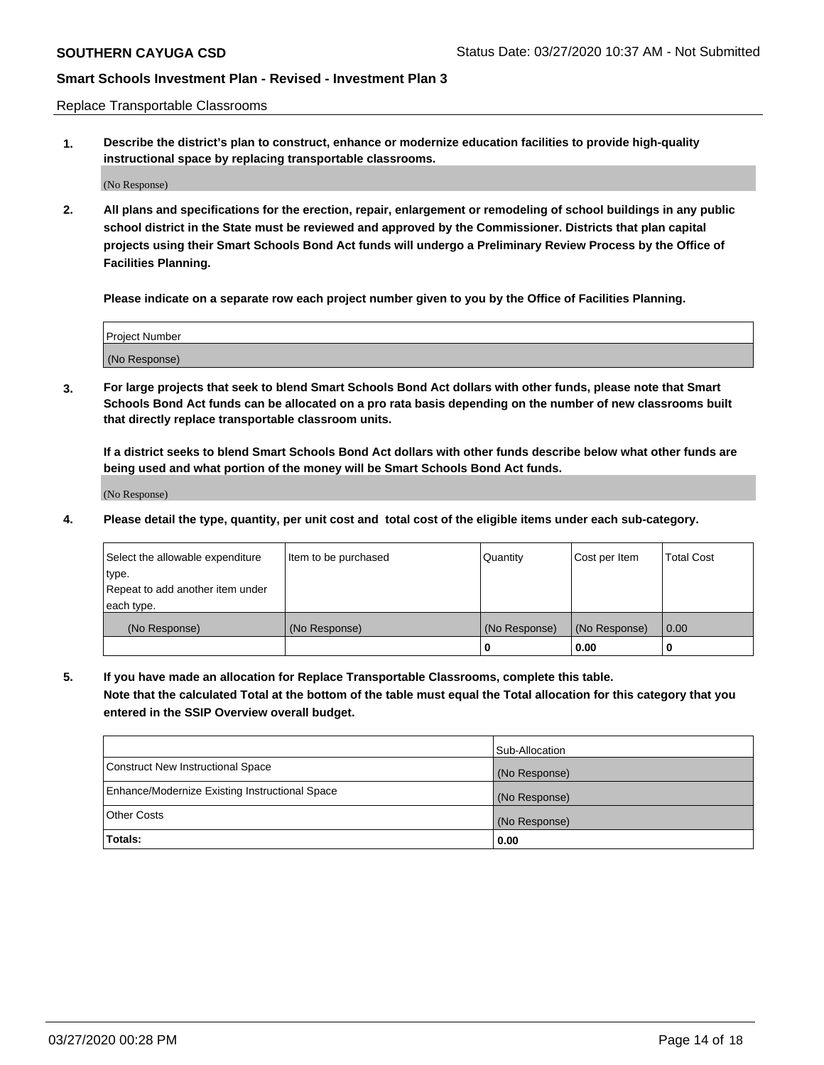**SOUTHERN CAYUGA CSD** Status Date: 03/27/2020 10:37 AM - Not Submitted

**Smart Schools Investment Plan - Revised - Investment Plan 3**

Replace Transportable Classrooms

**1. Describe the district's plan to construct, enhance or modernize education facilities to provide high-quality instructional space by replacing transportable classrooms.**

(No Response)

**2. All plans and specifications for the erection, repair, enlargement or remodeling of school buildings in any public school district in the State must be reviewed and approved by the Commissioner. Districts that plan capital projects using their Smart Schools Bond Act funds will undergo a Preliminary Review Process by the Office of Facilities Planning.**

**Please indicate on a separate row each project number given to you by the Office of Facilities Planning.**

| Project Number |
|---|
| (No Response) |

**3. For large projects that seek to blend Smart Schools Bond Act dollars with other funds, please note that Smart Schools Bond Act funds can be allocated on a pro rata basis depending on the number of new classrooms built that directly replace transportable classroom units.**

**If a district seeks to blend Smart Schools Bond Act dollars with other funds describe below what other funds are being used and what portion of the money will be Smart Schools Bond Act funds.**

(No Response)

**4. Please detail the type, quantity, per unit cost and total cost of the eligible items under each sub-category.**

| Select the allowable expenditure type. Repeat to add another item under each type. | Item to be purchased | Quantity | Cost per Item | Total Cost |
|---|---|---|---|---|
| (No Response) | (No Response) | (No Response) | (No Response) | 0.00 |
| | | 0 | 0.00 | 0 |

**5. If you have made an allocation for Replace Transportable Classrooms, complete this table. Note that the calculated Total at the bottom of the table must equal the Total allocation for this category that you entered in the SSIP Overview overall budget.**

| | Sub-Allocation |
|---|---|
| Construct New Instructional Space | (No Response) |
| Enhance/Modernize Existing Instructional Space | (No Response) |
| Other Costs | (No Response) |
| **Totals:** | **0.00** |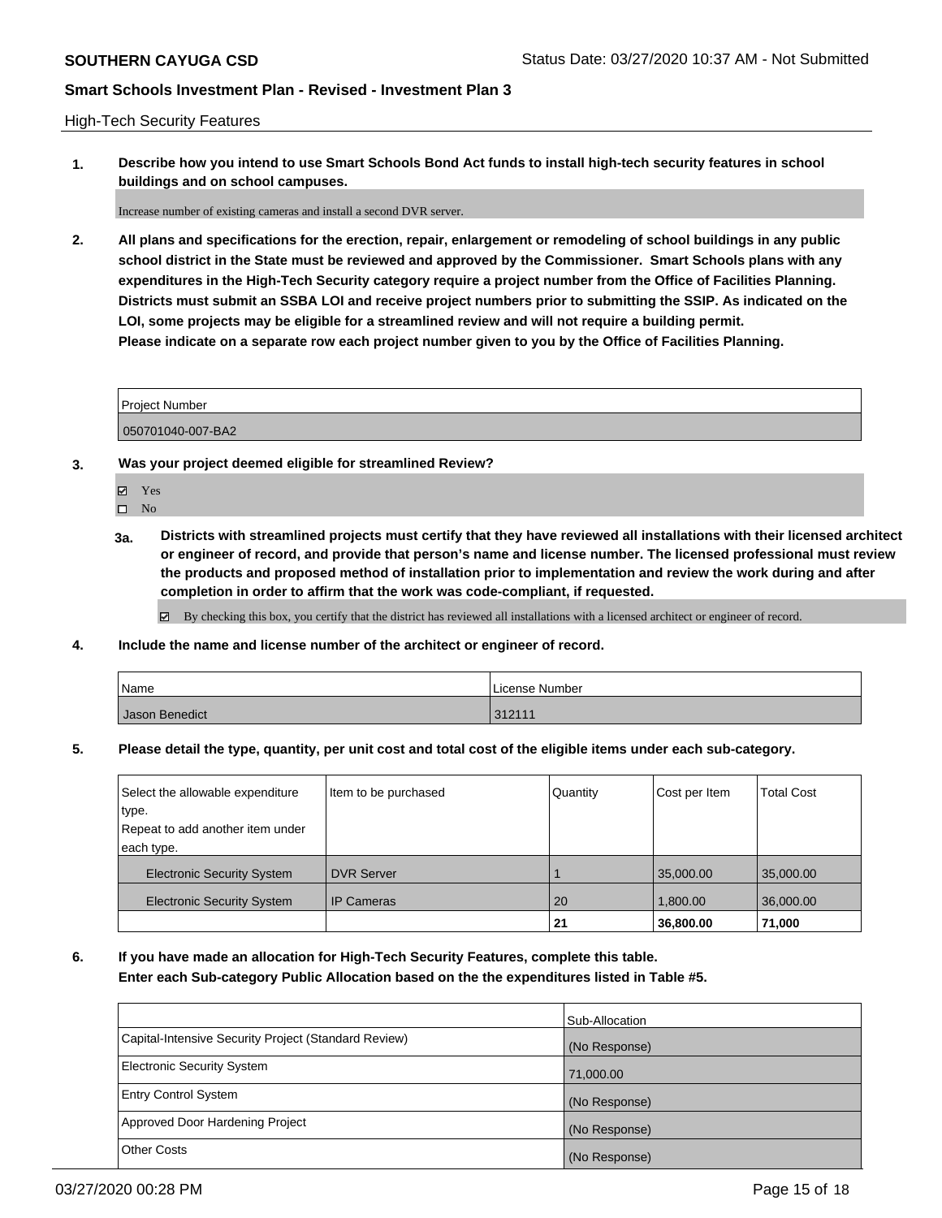**SOUTHERN CAYUGA CSD** Status Date: 03/27/2020 10:37 AM - Not Submitted

## Smart Schools Investment Plan - Revised - Investment Plan 3

High-Tech Security Features

**1. Describe how you intend to use Smart Schools Bond Act funds to install high-tech security features in school buildings and on school campuses.**

Increase number of existing cameras and install a second DVR server.

**2. All plans and specifications for the erection, repair, enlargement or remodeling of school buildings in any public school district in the State must be reviewed and approved by the Commissioner. Smart Schools plans with any expenditures in the High-Tech Security category require a project number from the Office of Facilities Planning. Districts must submit an SSBA LOI and receive project numbers prior to submitting the SSIP. As indicated on the LOI, some projects may be eligible for a streamlined review and will not require a building permit. Please indicate on a separate row each project number given to you by the Office of Facilities Planning.**

| Project Number |
|---|
| 050701040-007-BA2 |

**3. Was your project deemed eligible for streamlined Review?**

- ☑ Yes
- ☐ No

**3a. Districts with streamlined projects must certify that they have reviewed all installations with their licensed architect or engineer of record, and provide that person's name and license number. The licensed professional must review the products and proposed method of installation prior to implementation and review the work during and after completion in order to affirm that the work was code-compliant, if requested.**

☑ By checking this box, you certify that the district has reviewed all installations with a licensed architect or engineer of record.

**4. Include the name and license number of the architect or engineer of record.**

| Name | License Number |
|---|---|
| Jason Benedict | 312111 |

**5. Please detail the type, quantity, per unit cost and total cost of the eligible items under each sub-category.**

| Select the allowable expenditure type. Repeat to add another item under each type. | Item to be purchased | Quantity | Cost per Item | Total Cost |
|---|---|---|---|---|
| Electronic Security System | DVR Server | 1 | 35,000.00 | 35,000.00 |
| Electronic Security System | IP Cameras | 20 | 1,800.00 | 36,000.00 |
| | | 21 | 36,800.00 | 71,000 |

**6. If you have made an allocation for High-Tech Security Features, complete this table. Enter each Sub-category Public Allocation based on the the expenditures listed in Table #5.**

| | Sub-Allocation |
|---|---|
| Capital-Intensive Security Project (Standard Review) | (No Response) |
| Electronic Security System | 71,000.00 |
| Entry Control System | (No Response) |
| Approved Door Hardening Project | (No Response) |
| Other Costs | (No Response) |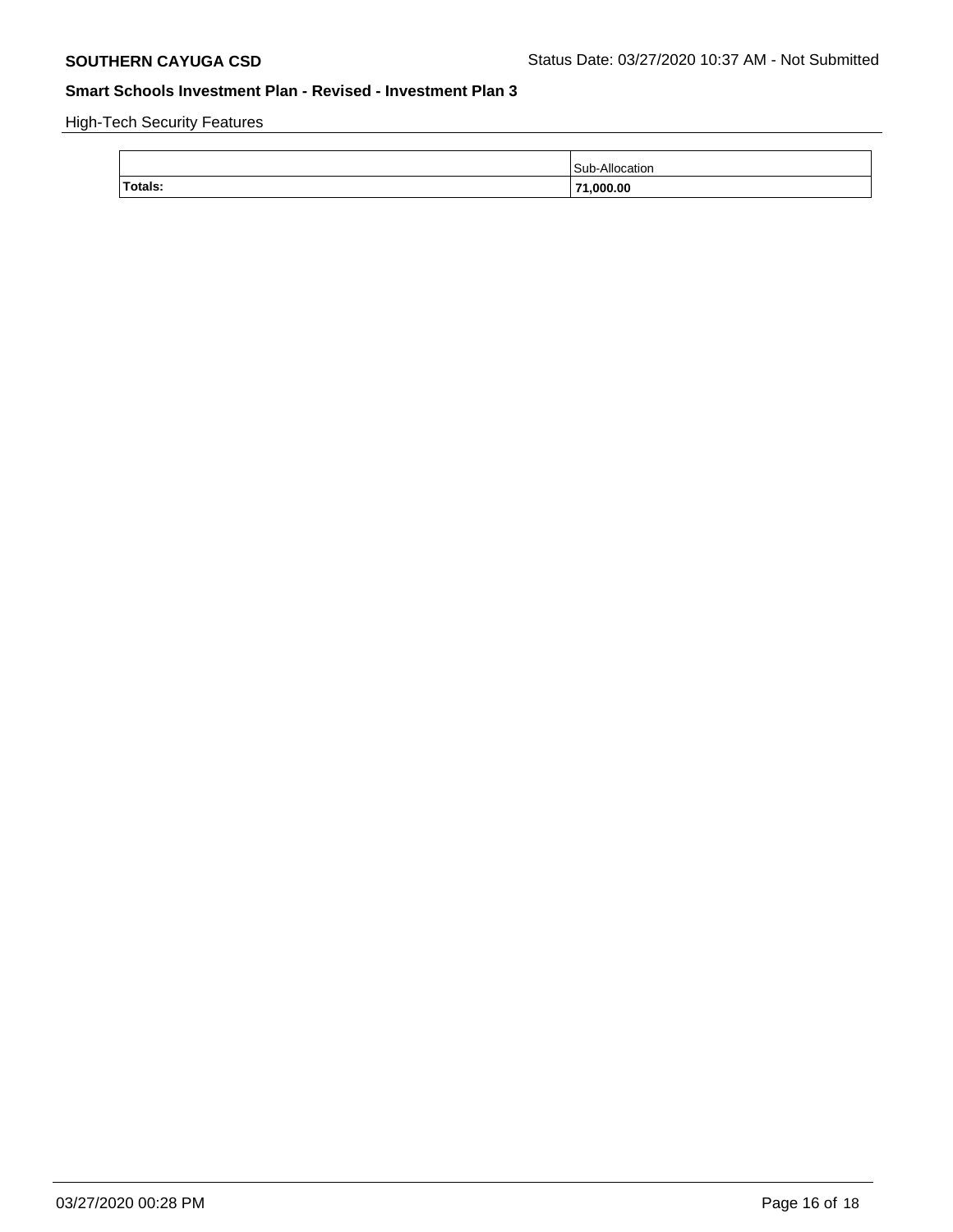**SOUTHERN CAYUGA CSD** Status Date: 03/27/2020 10:37 AM - Not Submitted

## Smart Schools Investment Plan - Revised - Investment Plan 3

High-Tech Security Features

| | Sub-Allocation |
|---|---|
| **Totals:** | **71,000.00** |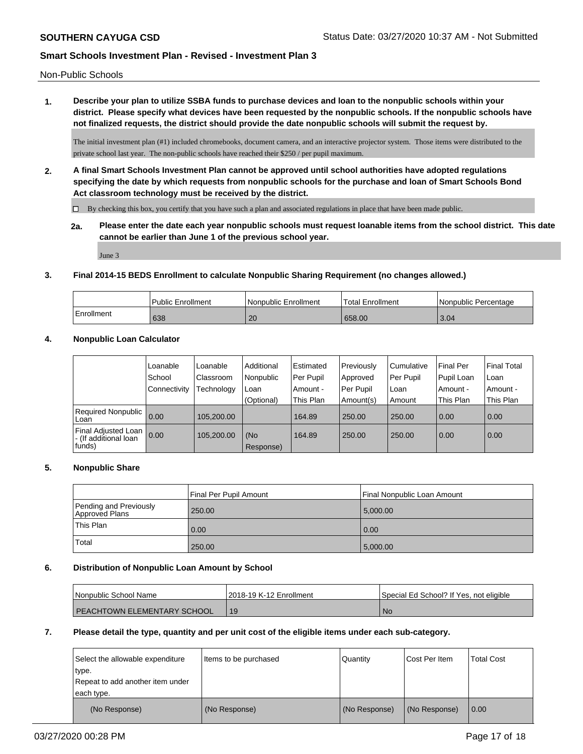Non-Public Schools

**1. Describe your plan to utilize SSBA funds to purchase devices and loan to the nonpublic schools within your district. Please specify what devices have been requested by the nonpublic schools. If the nonpublic schools have not finalized requests, the district should provide the date nonpublic schools will submit the request by.**

The initial investment plan (#1) included chromebooks, document camera, and an interactive projector system. Those items were distributed to the private school last year. The non-public schools have reached their $250 / per pupil maximum.

**2. A final Smart Schools Investment Plan cannot be approved until school authorities have adopted regulations specifying the date by which requests from nonpublic schools for the purchase and loan of Smart Schools Bond Act classroom technology must be received by the district.**

☐ By checking this box, you certify that you have such a plan and associated regulations in place that have been made public.

**2a. Please enter the date each year nonpublic schools must request loanable items from the school district. This date cannot be earlier than June 1 of the previous school year.**

June 3

**3. Final 2014-15 BEDS Enrollment to calculate Nonpublic Sharing Requirement (no changes allowed.)**

| | Public Enrollment | Nonpublic Enrollment | Total Enrollment | Nonpublic Percentage |
|---|---|---|---|---|
| Enrollment | 638 | 20 | 658.00 | 3.04 |

**4. Nonpublic Loan Calculator**

| | Loanable School Connectivity | Loanable Classroom Technology | Additional Nonpublic Loan (Optional) | Estimated Per Pupil Amount - This Plan | Previously Approved Per Pupil Amount(s) | Cumulative Per Pupil Loan Amount | Final Per Pupil Loan Amount - This Plan | Final Total Loan Amount - This Plan |
|---|---|---|---|---|---|---|---|---|
| Required Nonpublic Loan | 0.00 | 105,200.00 | | 164.89 | 250.00 | 250.00 | 0.00 | 0.00 |
| Final Adjusted Loan - (If additional loan funds) | 0.00 | 105,200.00 | (No Response) | 164.89 | 250.00 | 250.00 | 0.00 | 0.00 |

**5. Nonpublic Share**

| | Final Per Pupil Amount | Final Nonpublic Loan Amount |
|---|---|---|
| Pending and Previously Approved Plans | 250.00 | 5,000.00 |
| This Plan | 0.00 | 0.00 |
| Total | 250.00 | 5,000.00 |

**6. Distribution of Nonpublic Loan Amount by School**

| Nonpublic School Name | 2018-19 K-12 Enrollment | Special Ed School? If Yes, not eligible |
|---|---|---|
| PEACHTOWN ELEMENTARY SCHOOL | 19 | No |

**7. Please detail the type, quantity and per unit cost of the eligible items under each sub-category.**

| Select the allowable expenditure type. Repeat to add another item under each type. | Items to be purchased | Quantity | Cost Per Item | Total Cost |
|---|---|---|---|---|
| (No Response) | (No Response) | (No Response) | (No Response) | 0.00 |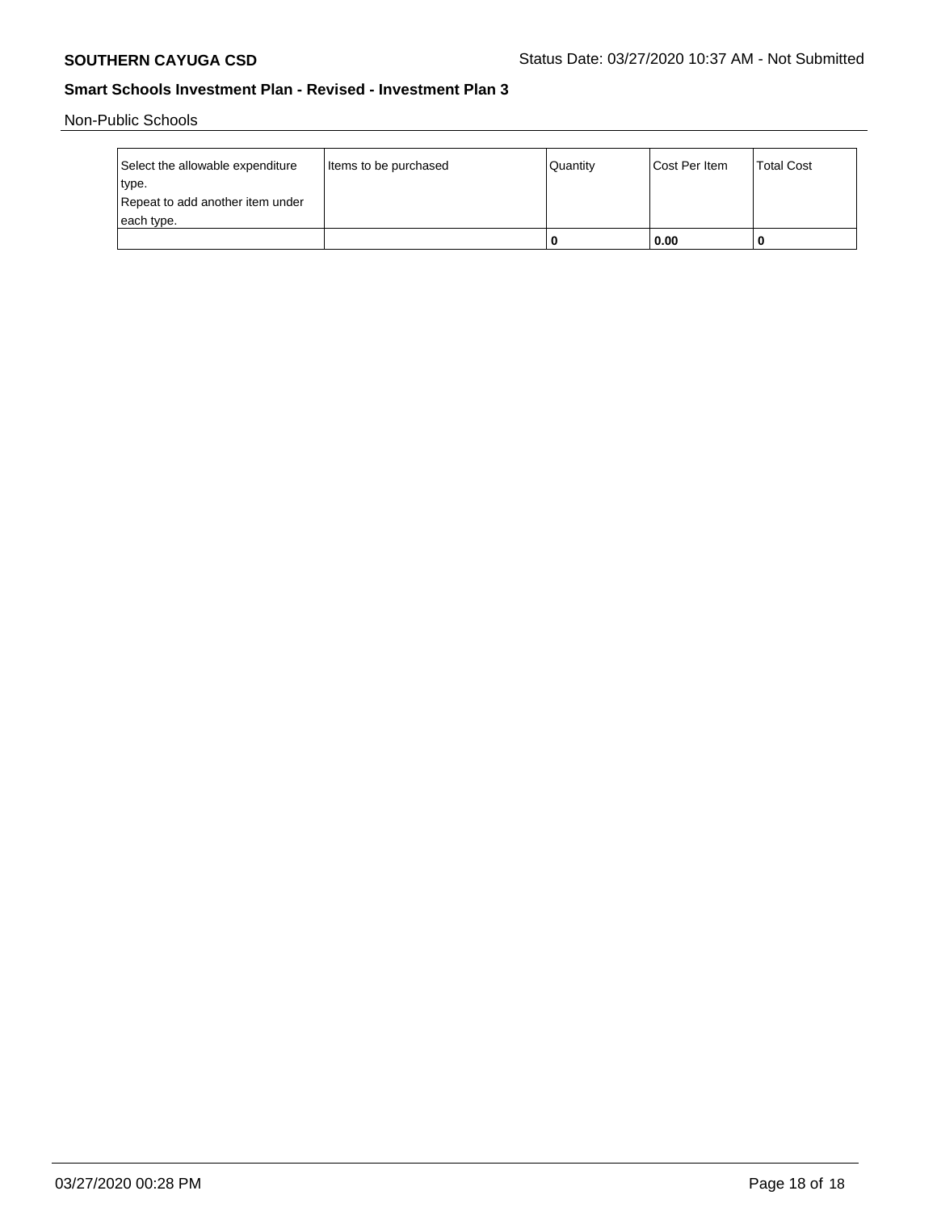Non-Public Schools

| Select the allowable expenditure type. Repeat to add another item under each type. | Items to be purchased | Quantity | Cost Per Item | Total Cost |
|---|---|---|---|---|
| | | **0** | **0.00** | **0** |